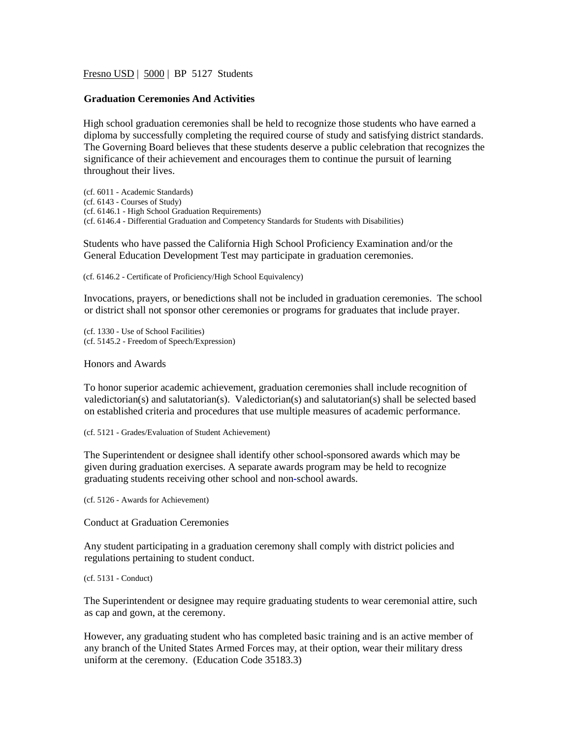Fresno USD | 5000 | BP 5127 Students

## Graduation Ceremonies And Activities

High school graduation ceremonies shall be held to recognize those students who have earned a diploma by successfully completing the required course of study and satisfying district standards. The Governing Board believes that these students deserve a public celebration that recognizes the significance of their achievement and encourages them to continue the pursuit of learning throughout their lives.

(cf. 6011 - Academic Standards)
(cf. 6143 - Courses of Study)
(cf. 6146.1 - High School Graduation Requirements)
(cf. 6146.4 - Differential Graduation and Competency Standards for Students with Disabilities)

Students who have passed the California High School Proficiency Examination and/or the General Education Development Test may participate in graduation ceremonies.

(cf. 6146.2 - Certificate of Proficiency/High School Equivalency)

Invocations, prayers, or benedictions shall not be included in graduation ceremonies. The school or district shall not sponsor other ceremonies or programs for graduates that include prayer.

(cf. 1330 - Use of School Facilities)
(cf. 5145.2 - Freedom of Speech/Expression)

### Honors and Awards

To honor superior academic achievement, graduation ceremonies shall include recognition of valedictorian(s) and salutatorian(s). Valedictorian(s) and salutatorian(s) shall be selected based on established criteria and procedures that use multiple measures of academic performance.

(cf. 5121 - Grades/Evaluation of Student Achievement)

The Superintendent or designee shall identify other school-sponsored awards which may be given during graduation exercises. A separate awards program may be held to recognize graduating students receiving other school and non-school awards.

(cf. 5126 - Awards for Achievement)

### Conduct at Graduation Ceremonies

Any student participating in a graduation ceremony shall comply with district policies and regulations pertaining to student conduct.

(cf. 5131 - Conduct)

The Superintendent or designee may require graduating students to wear ceremonial attire, such as cap and gown, at the ceremony.

However, any graduating student who has completed basic training and is an active member of any branch of the United States Armed Forces may, at their option, wear their military dress uniform at the ceremony. (Education Code 35183.3)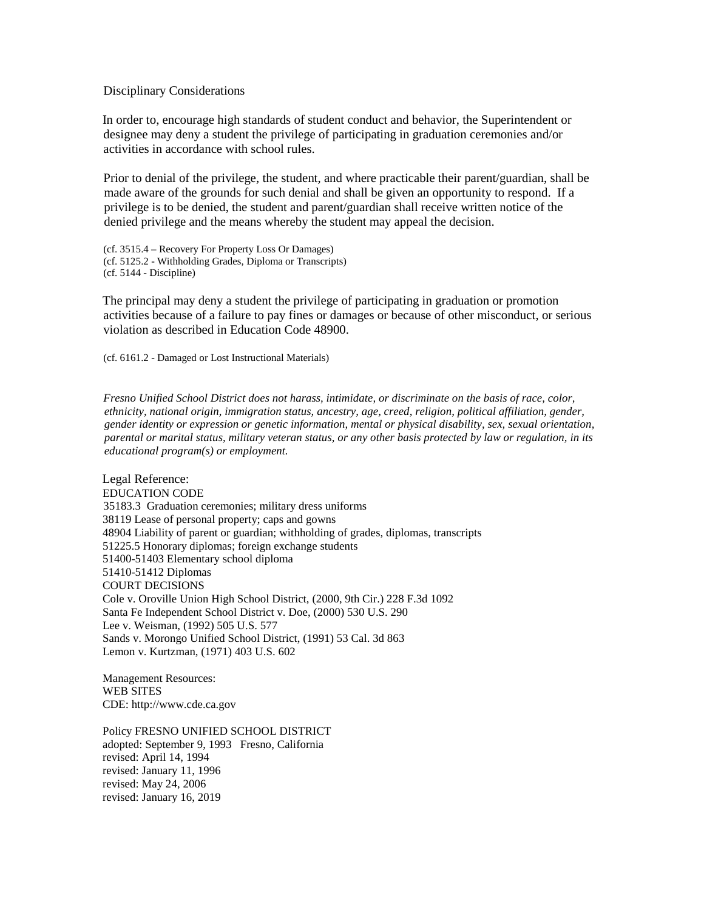Disciplinary Considerations

In order to, encourage high standards of student conduct and behavior, the Superintendent or designee may deny a student the privilege of participating in graduation ceremonies and/or activities in accordance with school rules.

Prior to denial of the privilege, the student, and where practicable their parent/guardian, shall be made aware of the grounds for such denial and shall be given an opportunity to respond. If a privilege is to be denied, the student and parent/guardian shall receive written notice of the denied privilege and the means whereby the student may appeal the decision.

(cf. 3515.4 – Recovery For Property Loss Or Damages)
(cf. 5125.2 - Withholding Grades, Diploma or Transcripts)
(cf. 5144 - Discipline)

The principal may deny a student the privilege of participating in graduation or promotion activities because of a failure to pay fines or damages or because of other misconduct, or serious violation as described in Education Code 48900.

(cf. 6161.2 - Damaged or Lost Instructional Materials)

*Fresno Unified School District does not harass, intimidate, or discriminate on the basis of race, color, ethnicity, national origin, immigration status, ancestry, age, creed, religion, political affiliation, gender, gender identity or expression or genetic information, mental or physical disability, sex, sexual orientation, parental or marital status, military veteran status, or any other basis protected by law or regulation, in its educational program(s) or employment.*

Legal Reference:
EDUCATION CODE
35183.3 Graduation ceremonies; military dress uniforms
38119 Lease of personal property; caps and gowns
48904 Liability of parent or guardian; withholding of grades, diplomas, transcripts
51225.5 Honorary diplomas; foreign exchange students
51400-51403 Elementary school diploma
51410-51412 Diplomas
COURT DECISIONS
Cole v. Oroville Union High School District, (2000, 9th Cir.) 228 F.3d 1092
Santa Fe Independent School District v. Doe, (2000) 530 U.S. 290
Lee v. Weisman, (1992) 505 U.S. 577
Sands v. Morongo Unified School District, (1991) 53 Cal. 3d 863
Lemon v. Kurtzman, (1971) 403 U.S. 602

Management Resources:
WEB SITES
CDE: http://www.cde.ca.gov

Policy FRESNO UNIFIED SCHOOL DISTRICT
adopted: September 9, 1993 Fresno, California
revised: April 14, 1994
revised: January 11, 1996
revised: May 24, 2006
revised: January 16, 2019